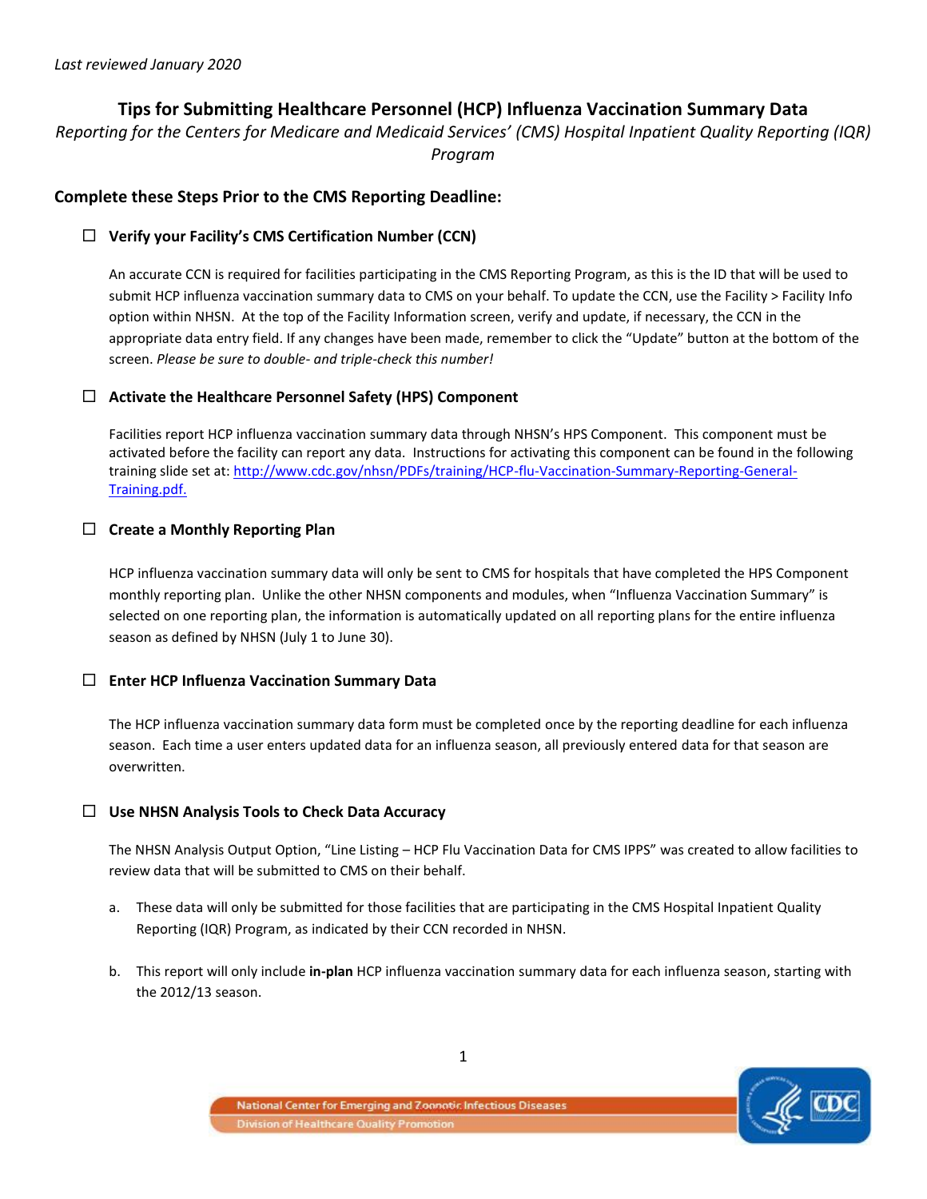*Last reviewed January 2020*

# Tips for Submitting Healthcare Personnel (HCP) Influenza Vaccination Summary Data

*Reporting for the Centers for Medicare and Medicaid Services' (CMS) Hospital Inpatient Quality Reporting (IQR) Program*

## Complete these Steps Prior to the CMS Reporting Deadline:

### ☐ Verify your Facility's CMS Certification Number (CCN)

An accurate CCN is required for facilities participating in the CMS Reporting Program, as this is the ID that will be used to submit HCP influenza vaccination summary data to CMS on your behalf. To update the CCN, use the Facility > Facility Info option within NHSN. At the top of the Facility Information screen, verify and update, if necessary, the CCN in the appropriate data entry field. If any changes have been made, remember to click the "Update" button at the bottom of the screen. *Please be sure to double- and triple-check this number!*

### ☐ Activate the Healthcare Personnel Safety (HPS) Component

Facilities report HCP influenza vaccination summary data through NHSN's HPS Component. This component must be activated before the facility can report any data. Instructions for activating this component can be found in the following training slide set at: http://www.cdc.gov/nhsn/PDFs/training/HCP-flu-Vaccination-Summary-Reporting-General-Training.pdf.

### ☐ Create a Monthly Reporting Plan

HCP influenza vaccination summary data will only be sent to CMS for hospitals that have completed the HPS Component monthly reporting plan. Unlike the other NHSN components and modules, when "Influenza Vaccination Summary" is selected on one reporting plan, the information is automatically updated on all reporting plans for the entire influenza season as defined by NHSN (July 1 to June 30).

### ☐ Enter HCP Influenza Vaccination Summary Data

The HCP influenza vaccination summary data form must be completed once by the reporting deadline for each influenza season. Each time a user enters updated data for an influenza season, all previously entered data for that season are overwritten.

### ☐ Use NHSN Analysis Tools to Check Data Accuracy

The NHSN Analysis Output Option, "Line Listing – HCP Flu Vaccination Data for CMS IPPS" was created to allow facilities to review data that will be submitted to CMS on their behalf.

a. These data will only be submitted for those facilities that are participating in the CMS Hospital Inpatient Quality Reporting (IQR) Program, as indicated by their CCN recorded in NHSN.

b. This report will only include **in-plan** HCP influenza vaccination summary data for each influenza season, starting with the 2012/13 season.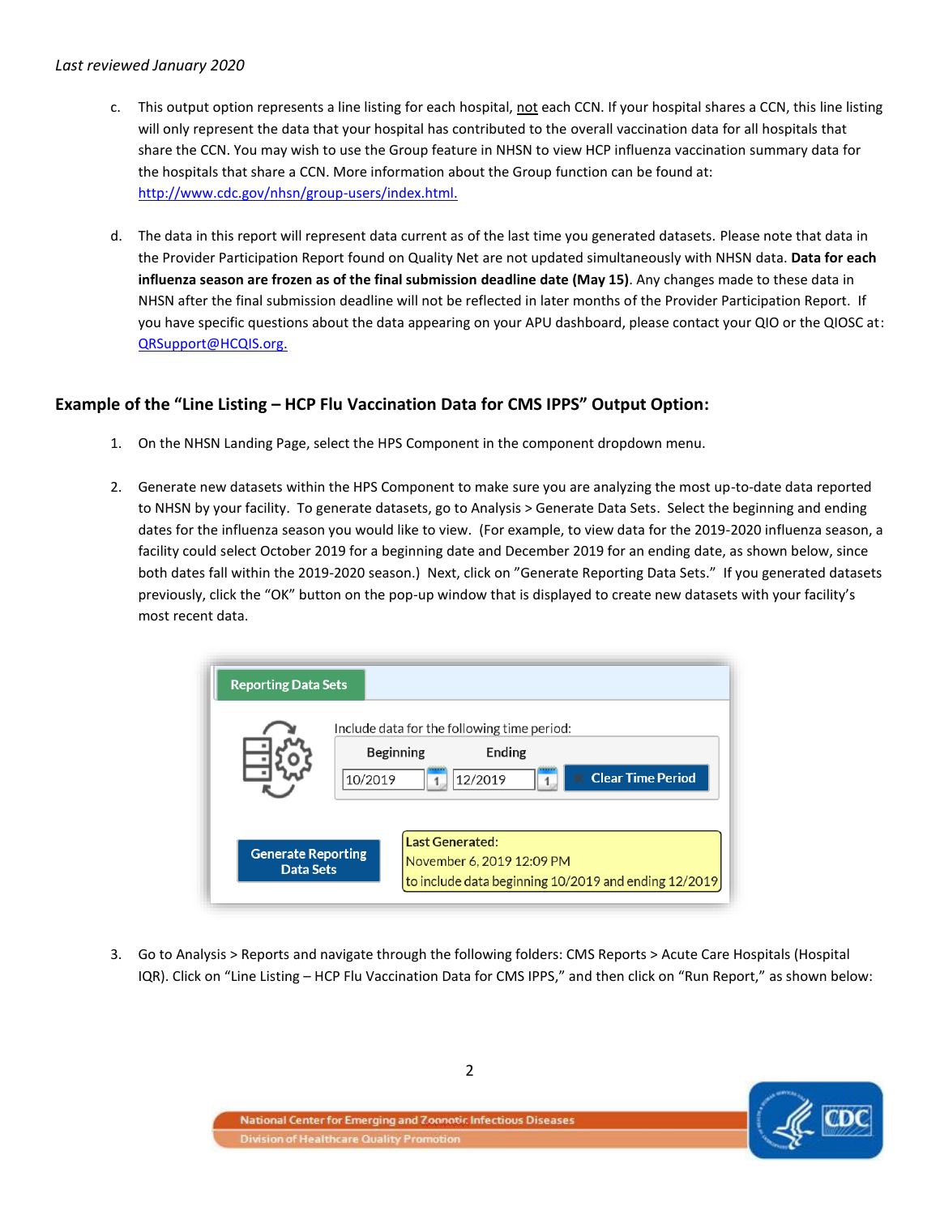*Last reviewed January 2020*

c. This output option represents a line listing for each hospital, not each CCN. If your hospital shares a CCN, this line listing will only represent the data that your hospital has contributed to the overall vaccination data for all hospitals that share the CCN. You may wish to use the Group feature in NHSN to view HCP influenza vaccination summary data for the hospitals that share a CCN. More information about the Group function can be found at: http://www.cdc.gov/nhsn/group-users/index.html.

d. The data in this report will represent data current as of the last time you generated datasets. Please note that data in the Provider Participation Report found on Quality Net are not updated simultaneously with NHSN data. **Data for each influenza season are frozen as of the final submission deadline date (May 15)**. Any changes made to these data in NHSN after the final submission deadline will not be reflected in later months of the Provider Participation Report. If you have specific questions about the data appearing on your APU dashboard, please contact your QIO or the QIOSC at: QRSupport@HCQIS.org.

## Example of the "Line Listing – HCP Flu Vaccination Data for CMS IPPS" Output Option:

1. On the NHSN Landing Page, select the HPS Component in the component dropdown menu.

2. Generate new datasets within the HPS Component to make sure you are analyzing the most up-to-date data reported to NHSN by your facility. To generate datasets, go to Analysis > Generate Data Sets. Select the beginning and ending dates for the influenza season you would like to view. (For example, to view data for the 2019-2020 influenza season, a facility could select October 2019 for a beginning date and December 2019 for an ending date, as shown below, since both dates fall within the 2019-2020 season.) Next, click on "Generate Reporting Data Sets." If you generated datasets previously, click the "OK" button on the pop-up window that is displayed to create new datasets with your facility's most recent data.

Reporting Data Sets

Include data for the following time period:

| Beginning | Ending | |
|---|---|---|
| 10/2019 | 12/2019 | Clear Time Period |

Generate Reporting Data Sets

Last Generated:
November 6, 2019 12:09 PM
to include data beginning 10/2019 and ending 12/2019

3. Go to Analysis > Reports and navigate through the following folders: CMS Reports > Acute Care Hospitals (Hospital IQR). Click on "Line Listing – HCP Flu Vaccination Data for CMS IPPS," and then click on "Run Report," as shown below: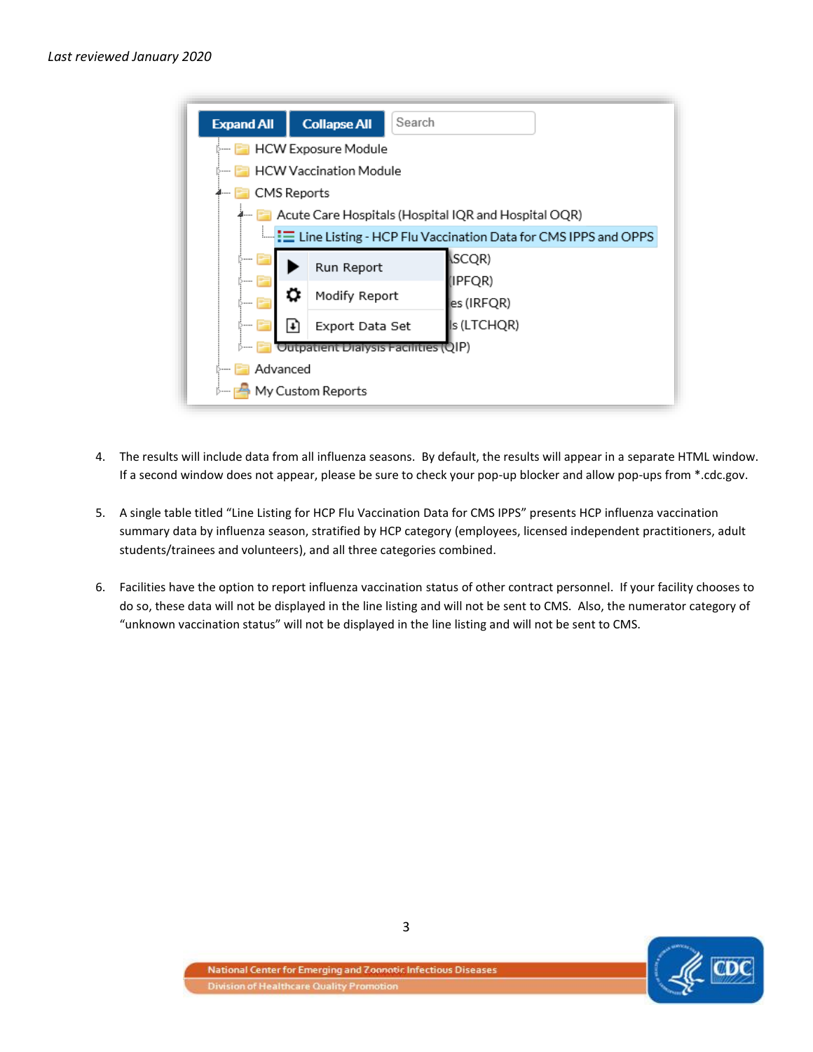4. The results will include data from all influenza seasons. By default, the results will appear in a separate HTML window. If a second window does not appear, please be sure to check your pop-up blocker and allow pop-ups from *.cdc.gov.

5. A single table titled "Line Listing for HCP Flu Vaccination Data for CMS IPPS" presents HCP influenza vaccination summary data by influenza season, stratified by HCP category (employees, licensed independent practitioners, adult students/trainees and volunteers), and all three categories combined.

6. Facilities have the option to report influenza vaccination status of other contract personnel. If your facility chooses to do so, these data will not be displayed in the line listing and will not be sent to CMS. Also, the numerator category of "unknown vaccination status" will not be displayed in the line listing and will not be sent to CMS.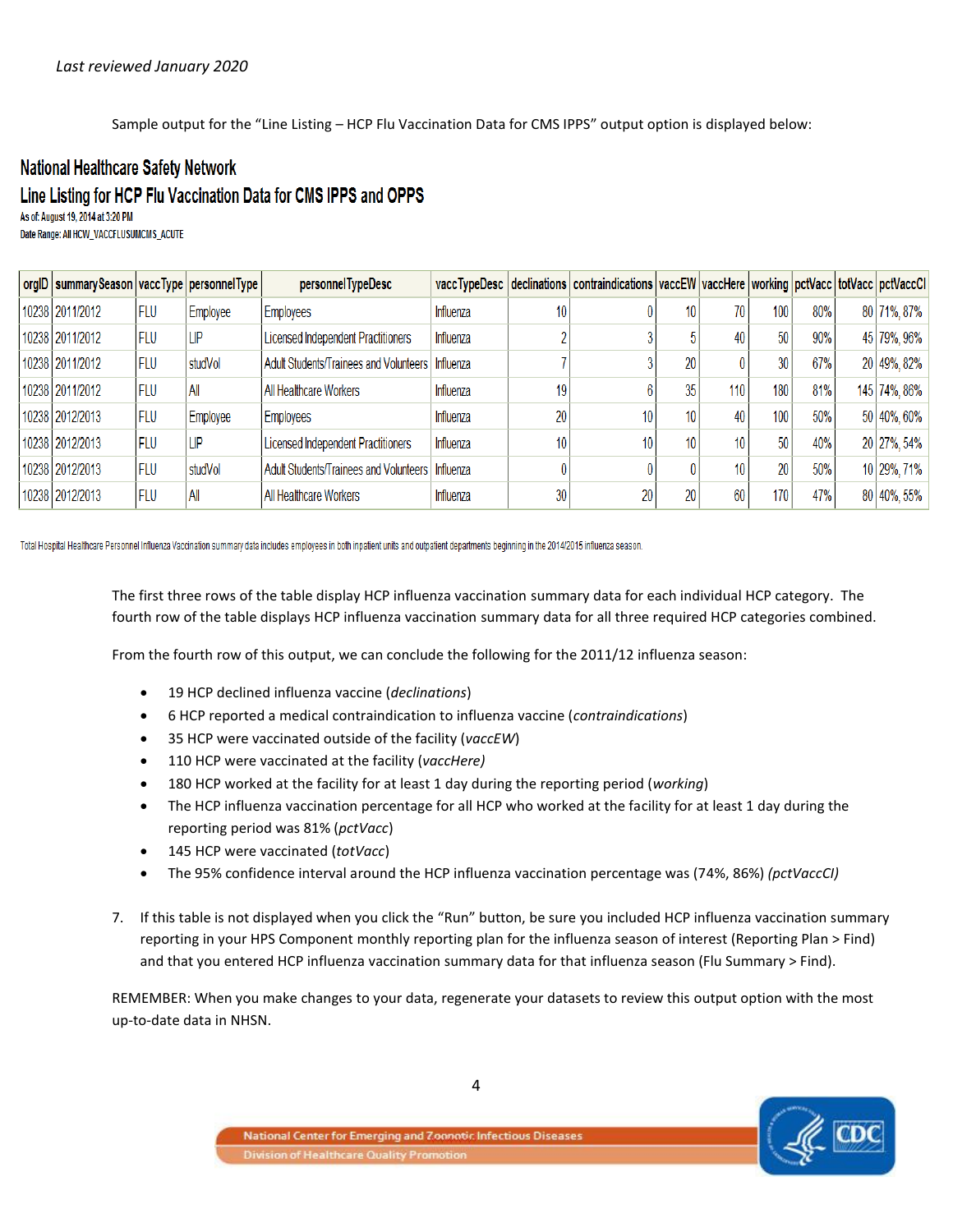*Last reviewed January 2020*

Sample output for the "Line Listing – HCP Flu Vaccination Data for CMS IPPS" output option is displayed below:

## National Healthcare Safety Network
## Line Listing for HCP Flu Vaccination Data for CMS IPPS and OPPS

As of: August 19, 2014 at 3:20 PM
Date Range: All HCW_VACCFLUSUMCMS_ACUTE

| orgID | summarySeason | vaccType | personnelType | personnelTypeDesc | vaccTypeDesc | declinations | contraindications | vaccEW | vaccHere | working | pctVacc | totVacc | pctVaccCI |
|---|---|---|---|---|---|---|---|---|---|---|---|---|---|
| 10238 | 2011/2012 | FLU | Employee | Employees | Influenza | 10 | 0 | 10 | 70 | 100 | 80% | 80 | 71%, 87% |
| 10238 | 2011/2012 | FLU | LIP | Licensed Independent Practitioners | Influenza | 2 | 3 | 5 | 40 | 50 | 90% | 45 | 79%, 96% |
| 10238 | 2011/2012 | FLU | studVol | Adult Students/Trainees and Volunteers | Influenza | 7 | 3 | 20 | 0 | 30 | 67% | 20 | 49%, 82% |
| 10238 | 2011/2012 | FLU | All | All Healthcare Workers | Influenza | 19 | 6 | 35 | 110 | 180 | 81% | 145 | 74%, 86% |
| 10238 | 2012/2013 | FLU | Employee | Employees | Influenza | 20 | 10 | 10 | 40 | 100 | 50% | 50 | 40%, 60% |
| 10238 | 2012/2013 | FLU | LIP | Licensed Independent Practitioners | Influenza | 10 | 10 | 10 | 10 | 50 | 40% | 20 | 27%, 54% |
| 10238 | 2012/2013 | FLU | studVol | Adult Students/Trainees and Volunteers | Influenza | 0 | 0 | 0 | 10 | 20 | 50% | 10 | 29%, 71% |
| 10238 | 2012/2013 | FLU | All | All Healthcare Workers | Influenza | 30 | 20 | 20 | 60 | 170 | 47% | 80 | 40%, 55% |

Total Hospital Healthcare Personnel Influenza Vaccination summary data includes employees in both inpatient units and outpatient departments beginning in the 2014/2015 influenza season.

The first three rows of the table display HCP influenza vaccination summary data for each individual HCP category. The fourth row of the table displays HCP influenza vaccination summary data for all three required HCP categories combined.

From the fourth row of this output, we can conclude the following for the 2011/12 influenza season:

- 19 HCP declined influenza vaccine (*declinations*)
- 6 HCP reported a medical contraindication to influenza vaccine (*contraindications*)
- 35 HCP were vaccinated outside of the facility (*vaccEW*)
- 110 HCP were vaccinated at the facility (*vaccHere)*
- 180 HCP worked at the facility for at least 1 day during the reporting period (*working*)
- The HCP influenza vaccination percentage for all HCP who worked at the facility for at least 1 day during the reporting period was 81% (*pctVacc*)
- 145 HCP were vaccinated (*totVacc*)
- The 95% confidence interval around the HCP influenza vaccination percentage was (74%, 86%) *(pctVaccCI)*

7. If this table is not displayed when you click the "Run" button, be sure you included HCP influenza vaccination summary reporting in your HPS Component monthly reporting plan for the influenza season of interest (Reporting Plan > Find) and that you entered HCP influenza vaccination summary data for that influenza season (Flu Summary > Find).

REMEMBER: When you make changes to your data, regenerate your datasets to review this output option with the most up-to-date data in NHSN.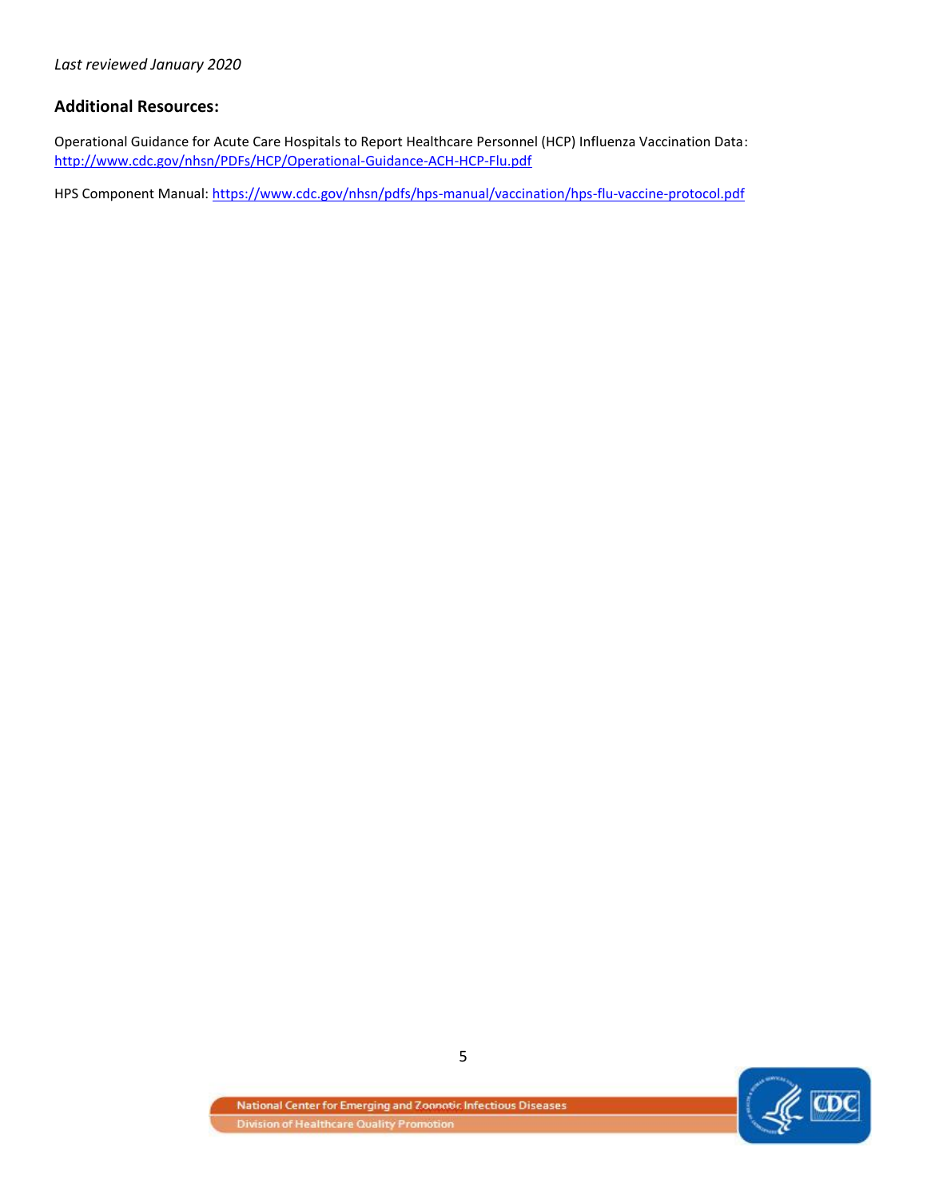*Last reviewed January 2020*

## Additional Resources:

Operational Guidance for Acute Care Hospitals to Report Healthcare Personnel (HCP) Influenza Vaccination Data: http://www.cdc.gov/nhsn/PDFs/HCP/Operational-Guidance-ACH-HCP-Flu.pdf

HPS Component Manual: https://www.cdc.gov/nhsn/pdfs/hps-manual/vaccination/hps-flu-vaccine-protocol.pdf